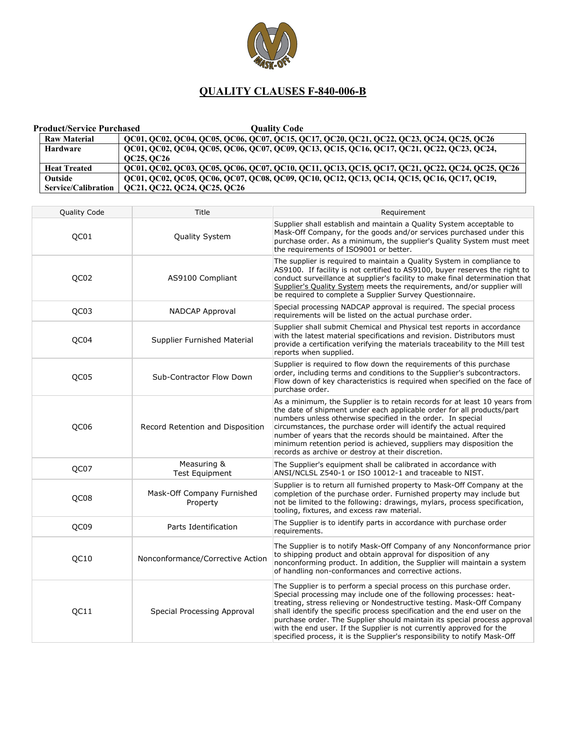# QUALITY CLAUSES F-840-006-B

| Product/Service Purchased | Quality Code |
|---|---|
| **Raw Material** | **QC01, QC02, QC04, QC05, QC06, QC07, QC15, QC17, QC20, QC21, QC22, QC23, QC24, QC25, QC26** |
| **Hardware** | **QC01, QC02, QC04, QC05, QC06, QC07, QC09, QC13, QC15, QC16, QC17, QC21, QC22, QC23, QC24, QC25, QC26** |
| **Heat Treated** | **QC01, QC02, QC03, QC05, QC06, QC07, QC10, QC11, QC13, QC15, QC17, QC21, QC22, QC24, QC25, QC26** |
| **Outside Service/Calibration** | **QC01, QC02, QC05, QC06, QC07, QC08, QC09, QC10, QC12, QC13, QC14, QC15, QC16, QC17, QC19, QC21, QC22, QC24, QC25, QC26** |

| Quality Code | Title | Requirement |
|---|---|---|
| QC01 | Quality System | Supplier shall establish and maintain a Quality System acceptable to Mask-Off Company, for the goods and/or services purchased under this purchase order. As a minimum, the supplier's Quality System must meet the requirements of ISO9001 or better. |
| QC02 | AS9100 Compliant | The supplier is required to maintain a Quality System in compliance to AS9100. If facility is not certified to AS9100, buyer reserves the right to conduct surveillance at supplier's facility to make final determination that Supplier's Quality System meets the requirements, and/or supplier will be required to complete a Supplier Survey Questionnaire. |
| QC03 | NADCAP Approval | Special processing NADCAP approval is required. The special process requirements will be listed on the actual purchase order. |
| QC04 | Supplier Furnished Material | Supplier shall submit Chemical and Physical test reports in accordance with the latest material specifications and revision. Distributors must provide a certification verifying the materials traceability to the Mill test reports when supplied. |
| QC05 | Sub-Contractor Flow Down | Supplier is required to flow down the requirements of this purchase order, including terms and conditions to the Supplier's subcontractors. Flow down of key characteristics is required when specified on the face of purchase order. |
| QC06 | Record Retention and Disposition | As a minimum, the Supplier is to retain records for at least 10 years from the date of shipment under each applicable order for all products/part numbers unless otherwise specified in the order. In special circumstances, the purchase order will identify the actual required number of years that the records should be maintained. After the minimum retention period is achieved, suppliers may disposition the records as archive or destroy at their discretion. |
| QC07 | Measuring & Test Equipment | The Supplier's equipment shall be calibrated in accordance with ANSI/NCLSL Z540-1 or ISO 10012-1 and traceable to NIST. |
| QC08 | Mask-Off Company Furnished Property | Supplier is to return all furnished property to Mask-Off Company at the completion of the purchase order. Furnished property may include but not be limited to the following: drawings, mylars, process specification, tooling, fixtures, and excess raw material. |
| QC09 | Parts Identification | The Supplier is to identify parts in accordance with purchase order requirements. |
| QC10 | Nonconformance/Corrective Action | The Supplier is to notify Mask-Off Company of any Nonconformance prior to shipping product and obtain approval for disposition of any nonconforming product. In addition, the Supplier will maintain a system of handling non-conformances and corrective actions. |
| QC11 | Special Processing Approval | The Supplier is to perform a special process on this purchase order. Special processing may include one of the following processes: heat-treating, stress relieving or Nondestructive testing. Mask-Off Company shall identify the specific process specification and the end user on the purchase order. The Supplier should maintain its special process approval with the end user. If the Supplier is not currently approved for the specified process, it is the Supplier's responsibility to notify Mask-Off |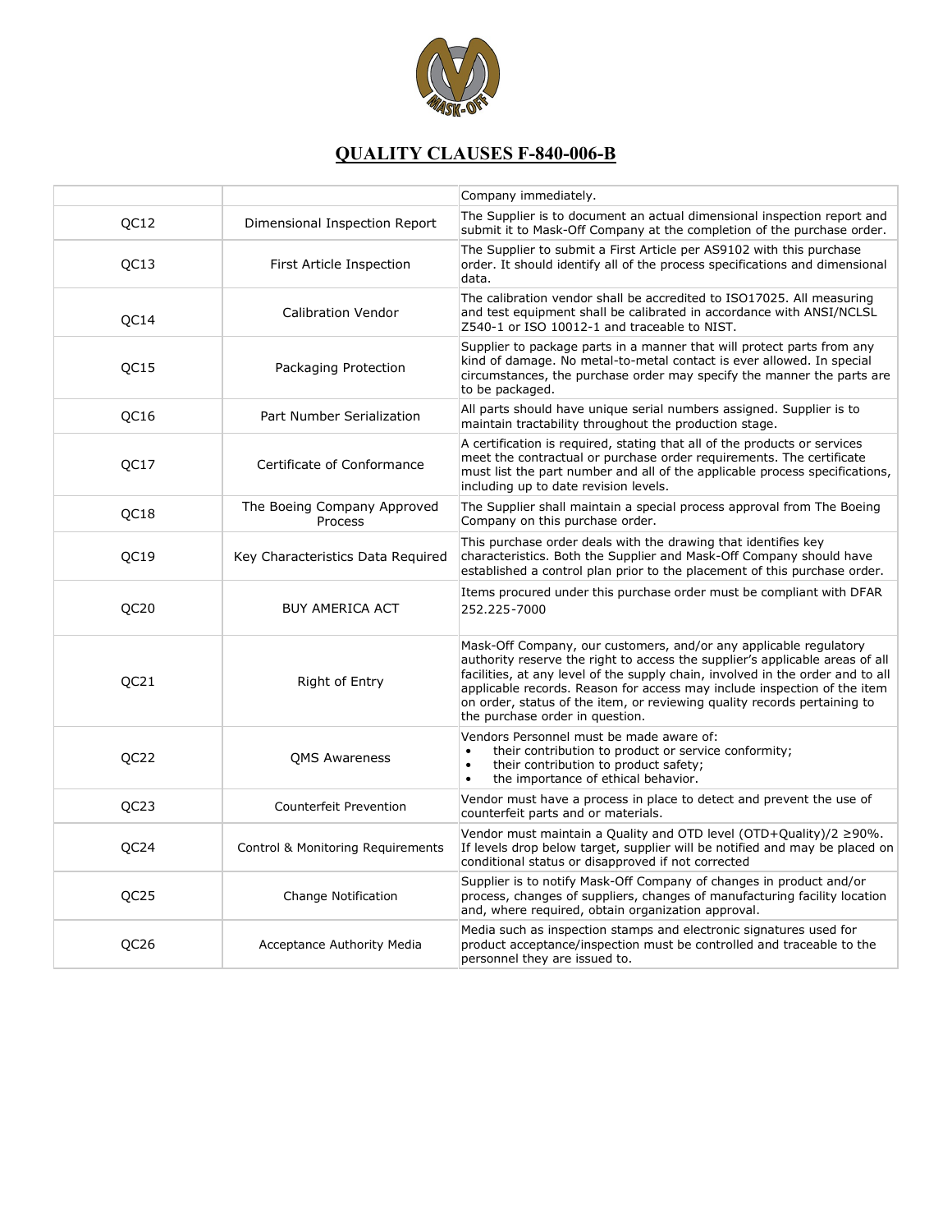# QUALITY CLAUSES F-840-006-B

| | | |
|---|---|---|
| | | Company immediately. |
| QC12 | Dimensional Inspection Report | The Supplier is to document an actual dimensional inspection report and submit it to Mask-Off Company at the completion of the purchase order. |
| QC13 | First Article Inspection | The Supplier to submit a First Article per AS9102 with this purchase order. It should identify all of the process specifications and dimensional data. |
| QC14 | Calibration Vendor | The calibration vendor shall be accredited to ISO17025. All measuring and test equipment shall be calibrated in accordance with ANSI/NCLSL Z540-1 or ISO 10012-1 and traceable to NIST. |
| QC15 | Packaging Protection | Supplier to package parts in a manner that will protect parts from any kind of damage. No metal-to-metal contact is ever allowed. In special circumstances, the purchase order may specify the manner the parts are to be packaged. |
| QC16 | Part Number Serialization | All parts should have unique serial numbers assigned. Supplier is to maintain tractability throughout the production stage. |
| QC17 | Certificate of Conformance | A certification is required, stating that all of the products or services meet the contractual or purchase order requirements. The certificate must list the part number and all of the applicable process specifications, including up to date revision levels. |
| QC18 | The Boeing Company Approved Process | The Supplier shall maintain a special process approval from The Boeing Company on this purchase order. |
| QC19 | Key Characteristics Data Required | This purchase order deals with the drawing that identifies key characteristics. Both the Supplier and Mask-Off Company should have established a control plan prior to the placement of this purchase order. |
| QC20 | BUY AMERICA ACT | Items procured under this purchase order must be compliant with DFAR 252.225-7000 |
| QC21 | Right of Entry | Mask-Off Company, our customers, and/or any applicable regulatory authority reserve the right to access the supplier's applicable areas of all facilities, at any level of the supply chain, involved in the order and to all applicable records. Reason for access may include inspection of the item on order, status of the item, or reviewing quality records pertaining to the purchase order in question. |
| QC22 | QMS Awareness | Vendors Personnel must be made aware of:<br>• their contribution to product or service conformity;<br>• their contribution to product safety;<br>• the importance of ethical behavior. |
| QC23 | Counterfeit Prevention | Vendor must have a process in place to detect and prevent the use of counterfeit parts and or materials. |
| QC24 | Control & Monitoring Requirements | Vendor must maintain a Quality and OTD level (OTD+Quality)/2 ≥90%. If levels drop below target, supplier will be notified and may be placed on conditional status or disapproved if not corrected |
| QC25 | Change Notification | Supplier is to notify Mask-Off Company of changes in product and/or process, changes of suppliers, changes of manufacturing facility location and, where required, obtain organization approval. |
| QC26 | Acceptance Authority Media | Media such as inspection stamps and electronic signatures used for product acceptance/inspection must be controlled and traceable to the personnel they are issued to. |